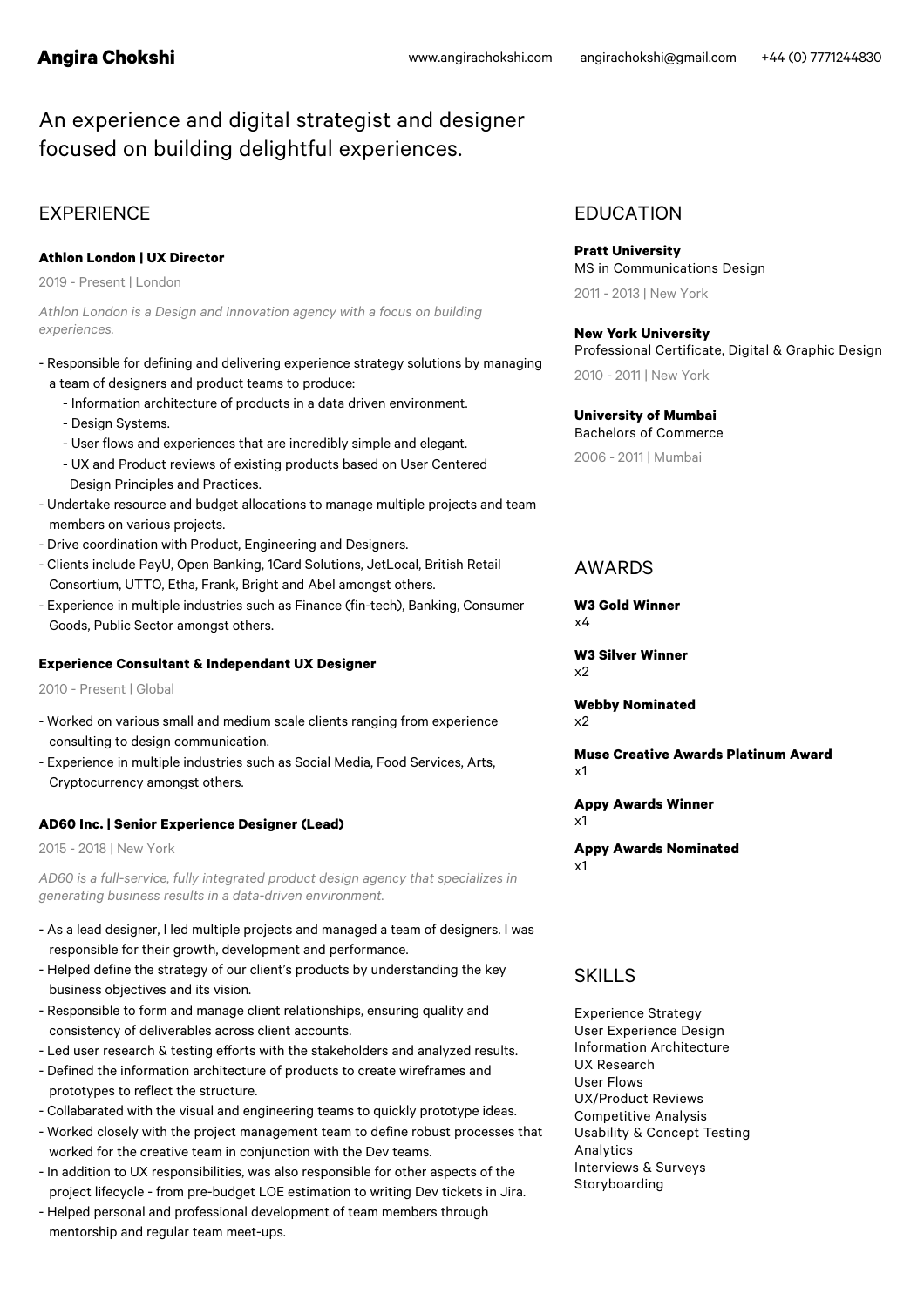# Angira Chokshi

www.angirachokshi.com | angirachokshi@gmail.com | +44 (0) 7771244830

An experience and digital strategist and designer focused on building delightful experiences.

## EXPERIENCE

### Athlon London | UX Director

2019 - Present | London

*Athlon London is a Design and Innovation agency with a focus on building experiences.*

- Responsible for defining and delivering experience strategy solutions by managing a team of designers and product teams to produce:
  - Information architecture of products in a data driven environment.
  - Design Systems.
  - User flows and experiences that are incredibly simple and elegant.
  - UX and Product reviews of existing products based on User Centered Design Principles and Practices.
- Undertake resource and budget allocations to manage multiple projects and team members on various projects.
- Drive coordination with Product, Engineering and Designers.
- Clients include PayU, Open Banking, 1Card Solutions, JetLocal, British Retail Consortium, UTTO, Etha, Frank, Bright and Abel amongst others.
- Experience in multiple industries such as Finance (fin-tech), Banking, Consumer Goods, Public Sector amongst others.

### Experience Consultant & Independant UX Designer

2010 - Present | Global

- Worked on various small and medium scale clients ranging from experience consulting to design communication.
- Experience in multiple industries such as Social Media, Food Services, Arts, Cryptocurrency amongst others.

### AD60 Inc. | Senior Experience Designer (Lead)

2015 - 2018 | New York

*AD60 is a full-service, fully integrated product design agency that specializes in generating business results in a data-driven environment.*

- As a lead designer, I led multiple projects and managed a team of designers. I was responsible for their growth, development and performance.
- Helped define the strategy of our client's products by understanding the key business objectives and its vision.
- Responsible to form and manage client relationships, ensuring quality and consistency of deliverables across client accounts.
- Led user research & testing efforts with the stakeholders and analyzed results.
- Defined the information architecture of products to create wireframes and prototypes to reflect the structure.
- Collabarated with the visual and engineering teams to quickly prototype ideas.
- Worked closely with the project management team to define robust processes that worked for the creative team in conjunction with the Dev teams.
- In addition to UX responsibilities, was also responsible for other aspects of the project lifecycle - from pre-budget LOE estimation to writing Dev tickets in Jira.
- Helped personal and professional development of team members through mentorship and regular team meet-ups.

## EDUCATION

**Pratt University**
MS in Communications Design
2011 - 2013 | New York

**New York University**
Professional Certificate, Digital & Graphic Design
2010 - 2011 | New York

**University of Mumbai**
Bachelors of Commerce
2006 - 2011 | Mumbai

## AWARDS

**W3 Gold Winner**
x4

**W3 Silver Winner**
x2

**Webby Nominated**
x2

**Muse Creative Awards Platinum Award**
x1

**Appy Awards Winner**
x1

**Appy Awards Nominated**
x1

## SKILLS

- Experience Strategy
- User Experience Design
- Information Architecture
- UX Research
- User Flows
- UX/Product Reviews
- Competitive Analysis
- Usability & Concept Testing
- Analytics
- Interviews & Surveys
- Storyboarding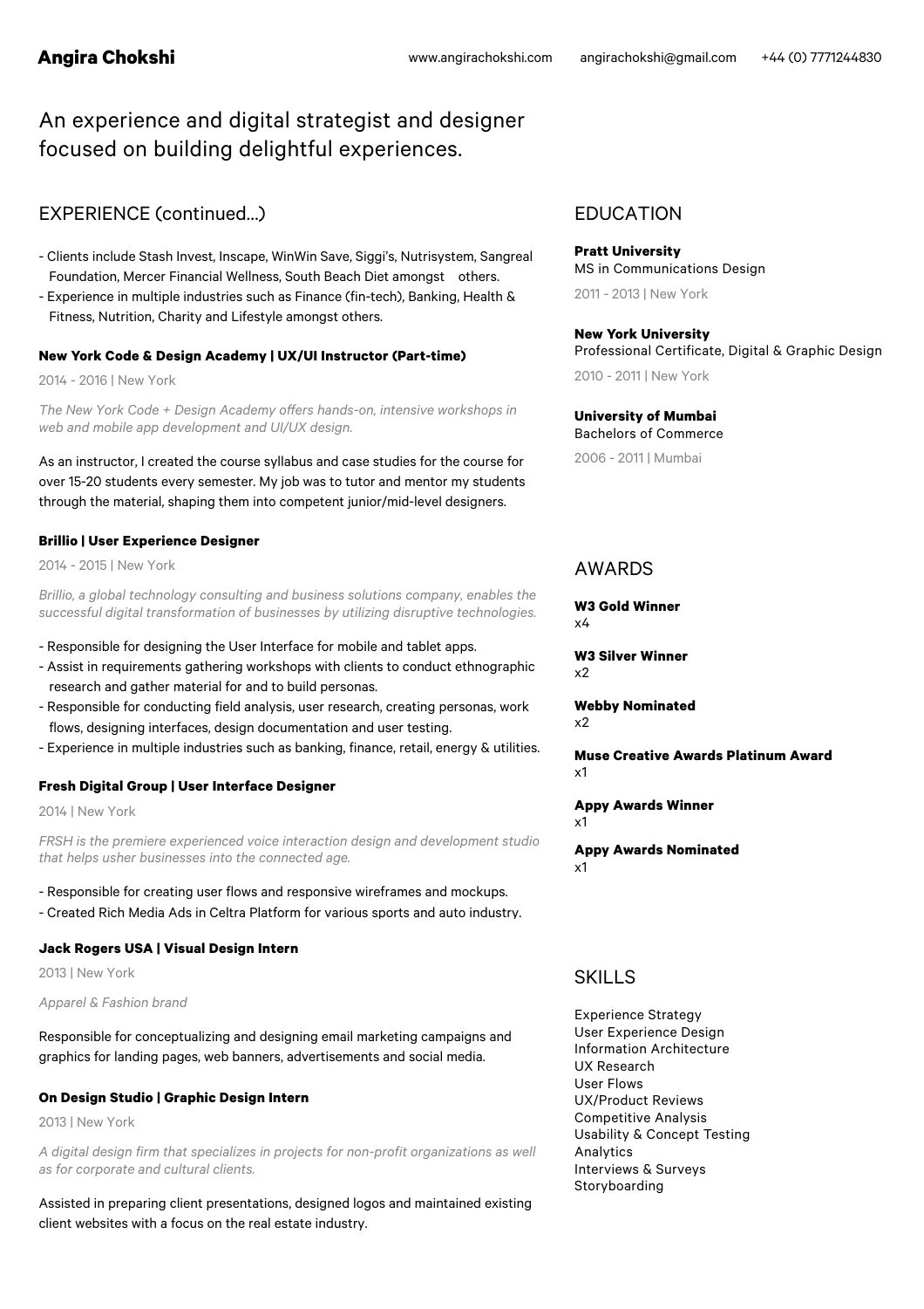# Angira Chokshi

www.angirachokshi.com angirachokshi@gmail.com +44 (0) 7771244830

An experience and digital strategist and designer focused on building delightful experiences.

## EXPERIENCE (continued...)

- Clients include Stash Invest, Inscape, WinWin Save, Siggi's, Nutrisystem, Sangreal Foundation, Mercer Financial Wellness, South Beach Diet amongst others.
- Experience in multiple industries such as Finance (fin-tech), Banking, Health & Fitness, Nutrition, Charity and Lifestyle amongst others.

**New York Code & Design Academy | UX/UI Instructor (Part-time)**

2014 - 2016 | New York

*The New York Code + Design Academy offers hands-on, intensive workshops in web and mobile app development and UI/UX design.*

As an instructor, I created the course syllabus and case studies for the course for over 15-20 students every semester. My job was to tutor and mentor my students through the material, shaping them into competent junior/mid-level designers.

**Brillio | User Experience Designer**

2014 - 2015 | New York

*Brillio, a global technology consulting and business solutions company, enables the successful digital transformation of businesses by utilizing disruptive technologies.*

- Responsible for designing the User Interface for mobile and tablet apps.
- Assist in requirements gathering workshops with clients to conduct ethnographic research and gather material for and to build personas.
- Responsible for conducting field analysis, user research, creating personas, work flows, designing interfaces, design documentation and user testing.
- Experience in multiple industries such as banking, finance, retail, energy & utilities.

**Fresh Digital Group | User Interface Designer**

2014 | New York

*FRSH is the premiere experienced voice interaction design and development studio that helps usher businesses into the connected age.*

- Responsible for creating user flows and responsive wireframes and mockups.
- Created Rich Media Ads in Celtra Platform for various sports and auto industry.

**Jack Rogers USA | Visual Design Intern**

2013 | New York

*Apparel & Fashion brand*

Responsible for conceptualizing and designing email marketing campaigns and graphics for landing pages, web banners, advertisements and social media.

**On Design Studio | Graphic Design Intern**

2013 | New York

*A digital design firm that specializes in projects for non-profit organizations as well as for corporate and cultural clients.*

Assisted in preparing client presentations, designed logos and maintained existing client websites with a focus on the real estate industry.

## EDUCATION

**Pratt University**
MS in Communications Design

2011 - 2013 | New York

**New York University**
Professional Certificate, Digital & Graphic Design

2010 - 2011 | New York

**University of Mumbai**
Bachelors of Commerce

2006 - 2011 | Mumbai

## AWARDS

**W3 Gold Winner**
x4

**W3 Silver Winner**
x2

**Webby Nominated**
x2

**Muse Creative Awards Platinum Award**
x1

**Appy Awards Winner**
x1

**Appy Awards Nominated**
x1

## SKILLS

Experience Strategy
User Experience Design
Information Architecture
UX Research
User Flows
UX/Product Reviews
Competitive Analysis
Usability & Concept Testing
Analytics
Interviews & Surveys
Storyboarding